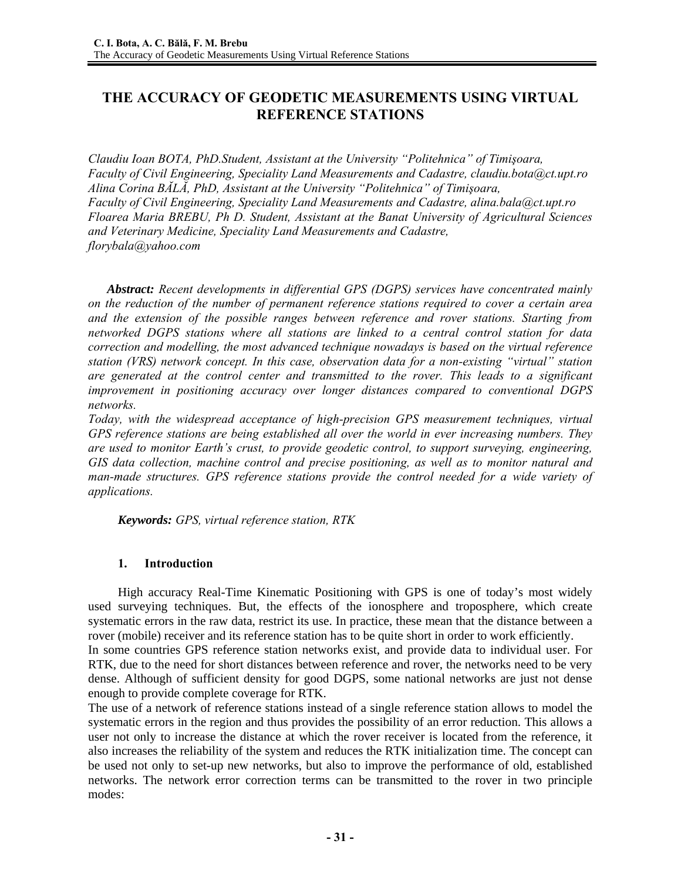# THE ACCURACY OF GEODETIC MEASUREMENTS USING VIRTUAL REFERENCE STATIONS

*Claudiu Ioan BOTA, PhD.Student, Assistant at the University "Politehnica" of Timişoara, Faculty of Civil Engineering, Speciality Land Measurements and Cadastre, claudiu.bota@ct.upt.ro*
*Alina Corina BĂLĂ, PhD, Assistant at the University "Politehnica" of Timişoara, Faculty of Civil Engineering, Speciality Land Measurements and Cadastre, alina.bala@ct.upt.ro*
*Floarea Maria BREBU, Ph D. Student, Assistant at the Banat University of Agricultural Sciences and Veterinary Medicine, Speciality Land Measurements and Cadastre, florybala@yahoo.com*

***Abstract:*** *Recent developments in differential GPS (DGPS) services have concentrated mainly on the reduction of the number of permanent reference stations required to cover a certain area and the extension of the possible ranges between reference and rover stations. Starting from networked DGPS stations where all stations are linked to a central control station for data correction and modelling, the most advanced technique nowadays is based on the virtual reference station (VRS) network concept. In this case, observation data for a non-existing "virtual" station are generated at the control center and transmitted to the rover. This leads to a significant improvement in positioning accuracy over longer distances compared to conventional DGPS networks.*

*Today, with the widespread acceptance of high-precision GPS measurement techniques, virtual GPS reference stations are being established all over the world in ever increasing numbers. They are used to monitor Earth's crust, to provide geodetic control, to support surveying, engineering, GIS data collection, machine control and precise positioning, as well as to monitor natural and man-made structures. GPS reference stations provide the control needed for a wide variety of applications.*

***Keywords:*** *GPS, virtual reference station, RTK*

## 1. Introduction

High accuracy Real-Time Kinematic Positioning with GPS is one of today's most widely used surveying techniques. But, the effects of the ionosphere and troposphere, which create systematic errors in the raw data, restrict its use. In practice, these mean that the distance between a rover (mobile) receiver and its reference station has to be quite short in order to work efficiently.

In some countries GPS reference station networks exist, and provide data to individual user. For RTK, due to the need for short distances between reference and rover, the networks need to be very dense. Although of sufficient density for good DGPS, some national networks are just not dense enough to provide complete coverage for RTK.

The use of a network of reference stations instead of a single reference station allows to model the systematic errors in the region and thus provides the possibility of an error reduction. This allows a user not only to increase the distance at which the rover receiver is located from the reference, it also increases the reliability of the system and reduces the RTK initialization time. The concept can be used not only to set-up new networks, but also to improve the performance of old, established networks. The network error correction terms can be transmitted to the rover in two principle modes: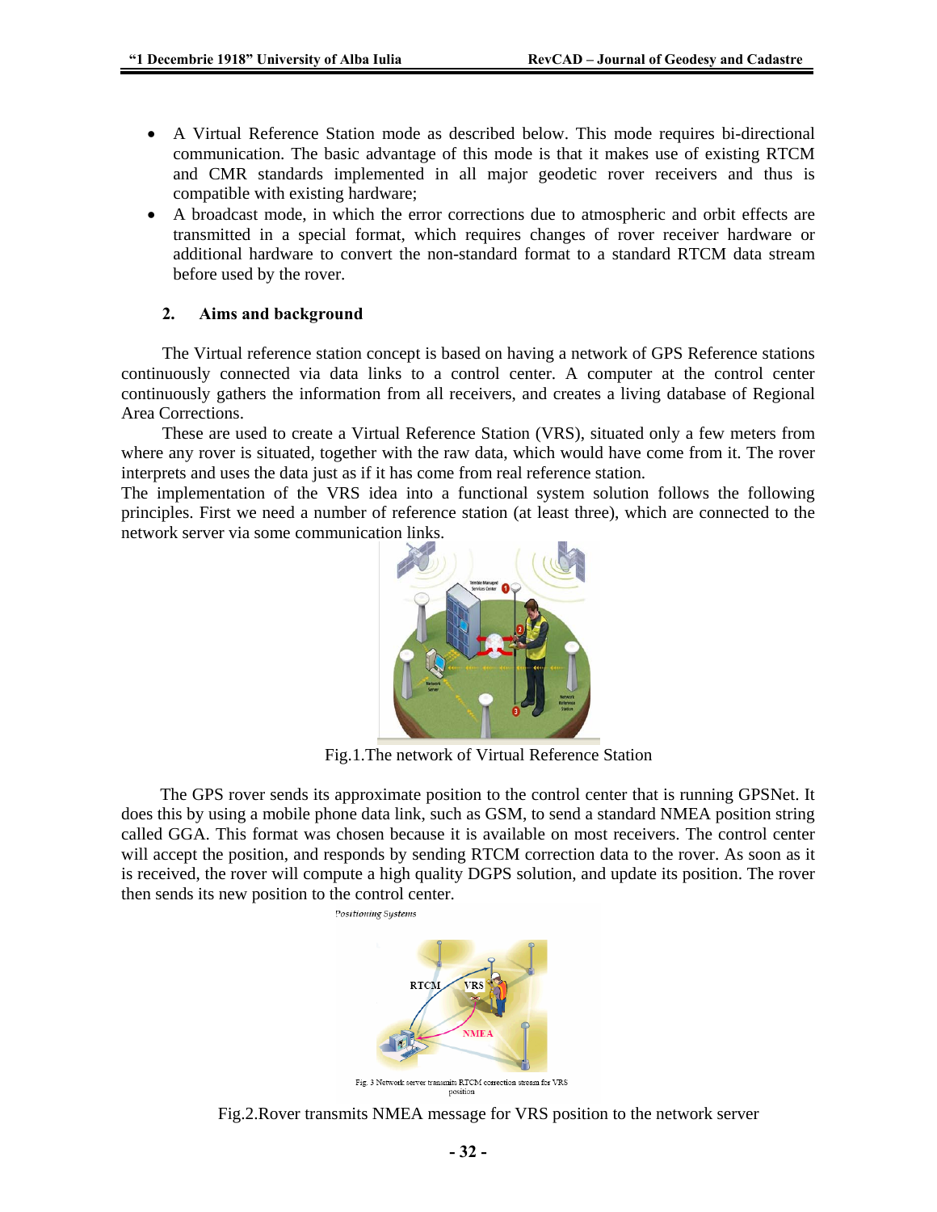- A Virtual Reference Station mode as described below. This mode requires bi-directional communication. The basic advantage of this mode is that it makes use of existing RTCM and CMR standards implemented in all major geodetic rover receivers and thus is compatible with existing hardware;
- A broadcast mode, in which the error corrections due to atmospheric and orbit effects are transmitted in a special format, which requires changes of rover receiver hardware or additional hardware to convert the non-standard format to a standard RTCM data stream before used by the rover.

## 2. Aims and background

The Virtual reference station concept is based on having a network of GPS Reference stations continuously connected via data links to a control center. A computer at the control center continuously gathers the information from all receivers, and creates a living database of Regional Area Corrections.

These are used to create a Virtual Reference Station (VRS), situated only a few meters from where any rover is situated, together with the raw data, which would have come from it. The rover interprets and uses the data just as if it has come from real reference station.

The implementation of the VRS idea into a functional system solution follows the following principles. First we need a number of reference station (at least three), which are connected to the network server via some communication links.

Fig.1.The network of Virtual Reference Station

The GPS rover sends its approximate position to the control center that is running GPSNet. It does this by using a mobile phone data link, such as GSM, to send a standard NMEA position string called GGA. This format was chosen because it is available on most receivers. The control center will accept the position, and responds by sending RTCM correction data to the rover. As soon as it is received, the rover will compute a high quality DGPS solution, and update its position. The rover then sends its new position to the control center.

Fig.2.Rover transmits NMEA message for VRS position to the network server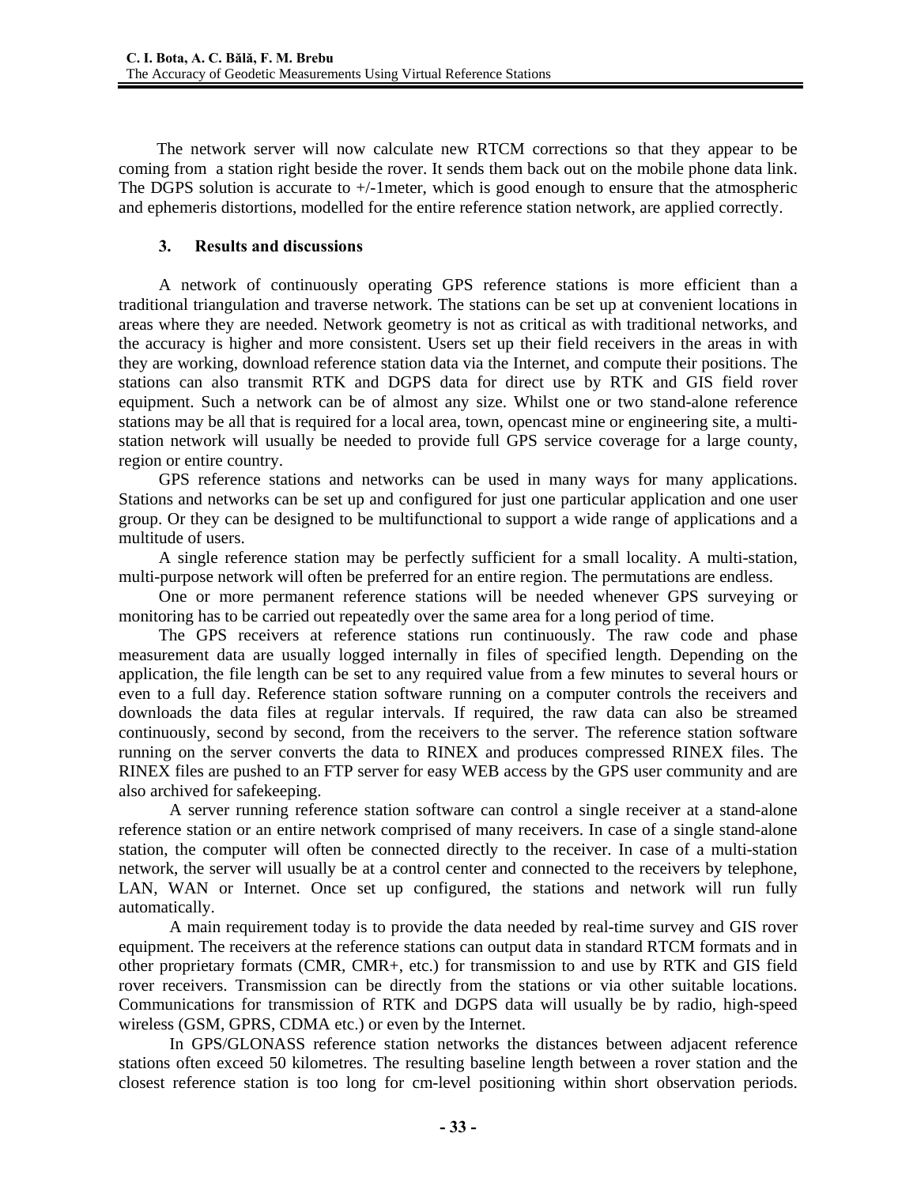The network server will now calculate new RTCM corrections so that they appear to be coming from a station right beside the rover. It sends them back out on the mobile phone data link. The DGPS solution is accurate to +/-1meter, which is good enough to ensure that the atmospheric and ephemeris distortions, modelled for the entire reference station network, are applied correctly.

## 3. Results and discussions

A network of continuously operating GPS reference stations is more efficient than a traditional triangulation and traverse network. The stations can be set up at convenient locations in areas where they are needed. Network geometry is not as critical as with traditional networks, and the accuracy is higher and more consistent. Users set up their field receivers in the areas in with they are working, download reference station data via the Internet, and compute their positions. The stations can also transmit RTK and DGPS data for direct use by RTK and GIS field rover equipment. Such a network can be of almost any size. Whilst one or two stand-alone reference stations may be all that is required for a local area, town, opencast mine or engineering site, a multi-station network will usually be needed to provide full GPS service coverage for a large county, region or entire country.

GPS reference stations and networks can be used in many ways for many applications. Stations and networks can be set up and configured for just one particular application and one user group. Or they can be designed to be multifunctional to support a wide range of applications and a multitude of users.

A single reference station may be perfectly sufficient for a small locality. A multi-station, multi-purpose network will often be preferred for an entire region. The permutations are endless.

One or more permanent reference stations will be needed whenever GPS surveying or monitoring has to be carried out repeatedly over the same area for a long period of time.

The GPS receivers at reference stations run continuously. The raw code and phase measurement data are usually logged internally in files of specified length. Depending on the application, the file length can be set to any required value from a few minutes to several hours or even to a full day. Reference station software running on a computer controls the receivers and downloads the data files at regular intervals. If required, the raw data can also be streamed continuously, second by second, from the receivers to the server. The reference station software running on the server converts the data to RINEX and produces compressed RINEX files. The RINEX files are pushed to an FTP server for easy WEB access by the GPS user community and are also archived for safekeeping.

A server running reference station software can control a single receiver at a stand-alone reference station or an entire network comprised of many receivers. In case of a single stand-alone station, the computer will often be connected directly to the receiver. In case of a multi-station network, the server will usually be at a control center and connected to the receivers by telephone, LAN, WAN or Internet. Once set up configured, the stations and network will run fully automatically.

A main requirement today is to provide the data needed by real-time survey and GIS rover equipment. The receivers at the reference stations can output data in standard RTCM formats and in other proprietary formats (CMR, CMR+, etc.) for transmission to and use by RTK and GIS field rover receivers. Transmission can be directly from the stations or via other suitable locations. Communications for transmission of RTK and DGPS data will usually be by radio, high-speed wireless (GSM, GPRS, CDMA etc.) or even by the Internet.

In GPS/GLONASS reference station networks the distances between adjacent reference stations often exceed 50 kilometres. The resulting baseline length between a rover station and the closest reference station is too long for cm-level positioning within short observation periods.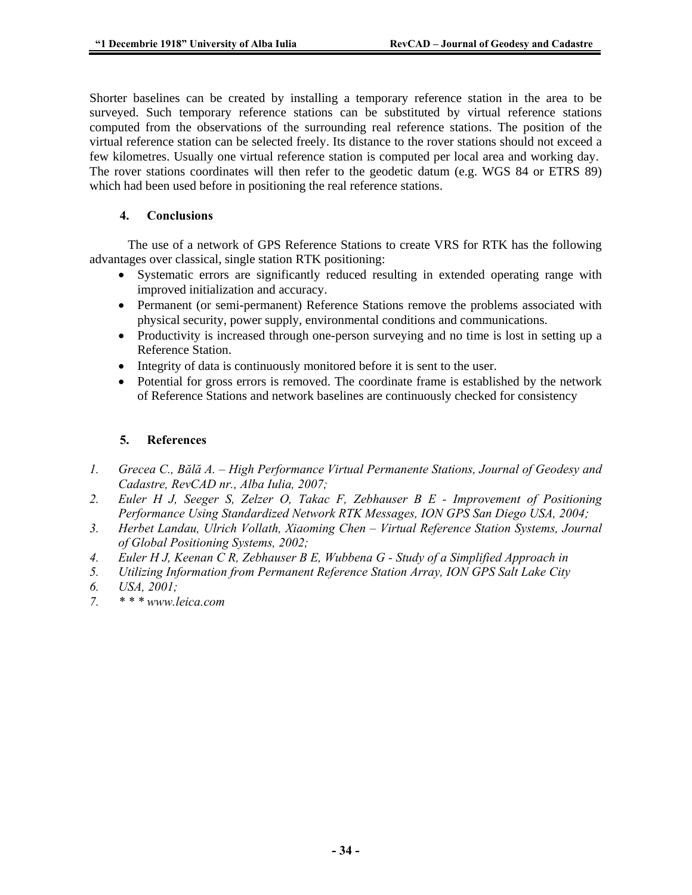Shorter baselines can be created by installing a temporary reference station in the area to be surveyed. Such temporary reference stations can be substituted by virtual reference stations computed from the observations of the surrounding real reference stations. The position of the virtual reference station can be selected freely. Its distance to the rover stations should not exceed a few kilometres. Usually one virtual reference station is computed per local area and working day. The rover stations coordinates will then refer to the geodetic datum (e.g. WGS 84 or ETRS 89) which had been used before in positioning the real reference stations.

## 4. Conclusions

The use of a network of GPS Reference Stations to create VRS for RTK has the following advantages over classical, single station RTK positioning:

- Systematic errors are significantly reduced resulting in extended operating range with improved initialization and accuracy.
- Permanent (or semi-permanent) Reference Stations remove the problems associated with physical security, power supply, environmental conditions and communications.
- Productivity is increased through one-person surveying and no time is lost in setting up a Reference Station.
- Integrity of data is continuously monitored before it is sent to the user.
- Potential for gross errors is removed. The coordinate frame is established by the network of Reference Stations and network baselines are continuously checked for consistency

## 5. References

1. *Grecea C., Bălă A. – High Performance Virtual Permanente Stations, Journal of Geodesy and Cadastre, RevCAD nr., Alba Iulia, 2007;*
2. *Euler H J, Seeger S, Zelzer O, Takac F, Zebhauser B E - Improvement of Positioning Performance Using Standardized Network RTK Messages, ION GPS San Diego USA, 2004;*
3. *Herbet Landau, Ulrich Vollath, Xiaoming Chen – Virtual Reference Station Systems, Journal of Global Positioning Systems, 2002;*
4. *Euler H J, Keenan C R, Zebhauser B E, Wubbena G - Study of a Simplified Approach in*
5. *Utilizing Information from Permanent Reference Station Array, ION GPS Salt Lake City*
6. *USA, 2001;*
7. *\* \* \* www.leica.com*